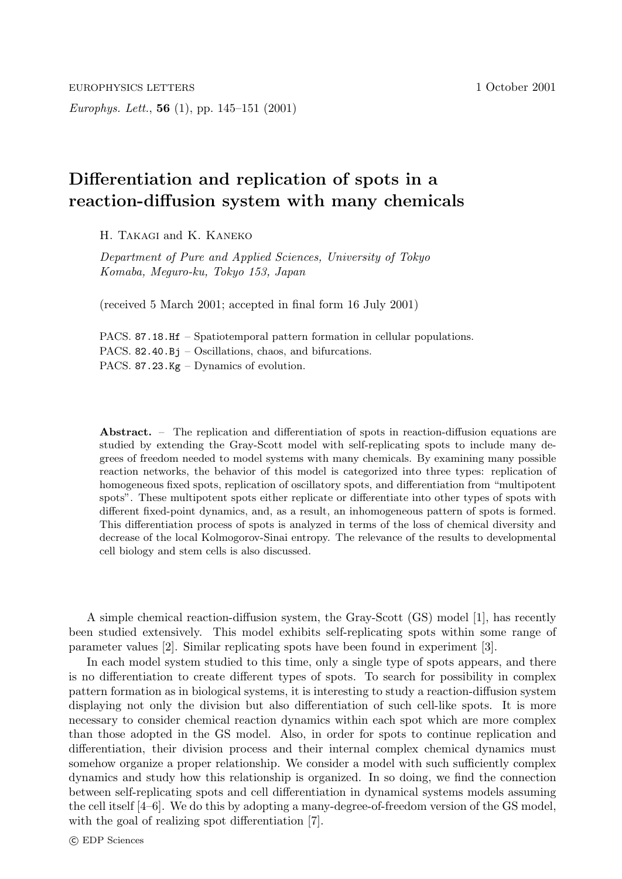# Differentiation and replication of spots in a reaction-diffusion system with many chemicals

H. Takagi and K. Kaneko

*Department of Pure and Applied Sciences, University of Tokyo*
*Komaba, Meguro-ku, Tokyo 153, Japan*

(received 5 March 2001; accepted in final form 16 July 2001)

PACS. 87.18.Hf – Spatiotemporal pattern formation in cellular populations.
PACS. 82.40.Bj – Oscillations, chaos, and bifurcations.
PACS. 87.23.Kg – Dynamics of evolution.

**Abstract.** – The replication and differentiation of spots in reaction-diffusion equations are studied by extending the Gray-Scott model with self-replicating spots to include many degrees of freedom needed to model systems with many chemicals. By examining many possible reaction networks, the behavior of this model is categorized into three types: replication of homogeneous fixed spots, replication of oscillatory spots, and differentiation from "multipotent spots". These multipotent spots either replicate or differentiate into other types of spots with different fixed-point dynamics, and, as a result, an inhomogeneous pattern of spots is formed. This differentiation process of spots is analyzed in terms of the loss of chemical diversity and decrease of the local Kolmogorov-Sinai entropy. The relevance of the results to developmental cell biology and stem cells is also discussed.

A simple chemical reaction-diffusion system, the Gray-Scott (GS) model [1], has recently been studied extensively. This model exhibits self-replicating spots within some range of parameter values [2]. Similar replicating spots have been found in experiment [3].

In each model system studied to this time, only a single type of spots appears, and there is no differentiation to create different types of spots. To search for possibility in complex pattern formation as in biological systems, it is interesting to study a reaction-diffusion system displaying not only the division but also differentiation of such cell-like spots. It is more necessary to consider chemical reaction dynamics within each spot which are more complex than those adopted in the GS model. Also, in order for spots to continue replication and differentiation, their division process and their internal complex chemical dynamics must somehow organize a proper relationship. We consider a model with such sufficiently complex dynamics and study how this relationship is organized. In so doing, we find the connection between self-replicating spots and cell differentiation in dynamical systems models assuming the cell itself [4–6]. We do this by adopting a many-degree-of-freedom version of the GS model, with the goal of realizing spot differentiation [7].

© EDP Sciences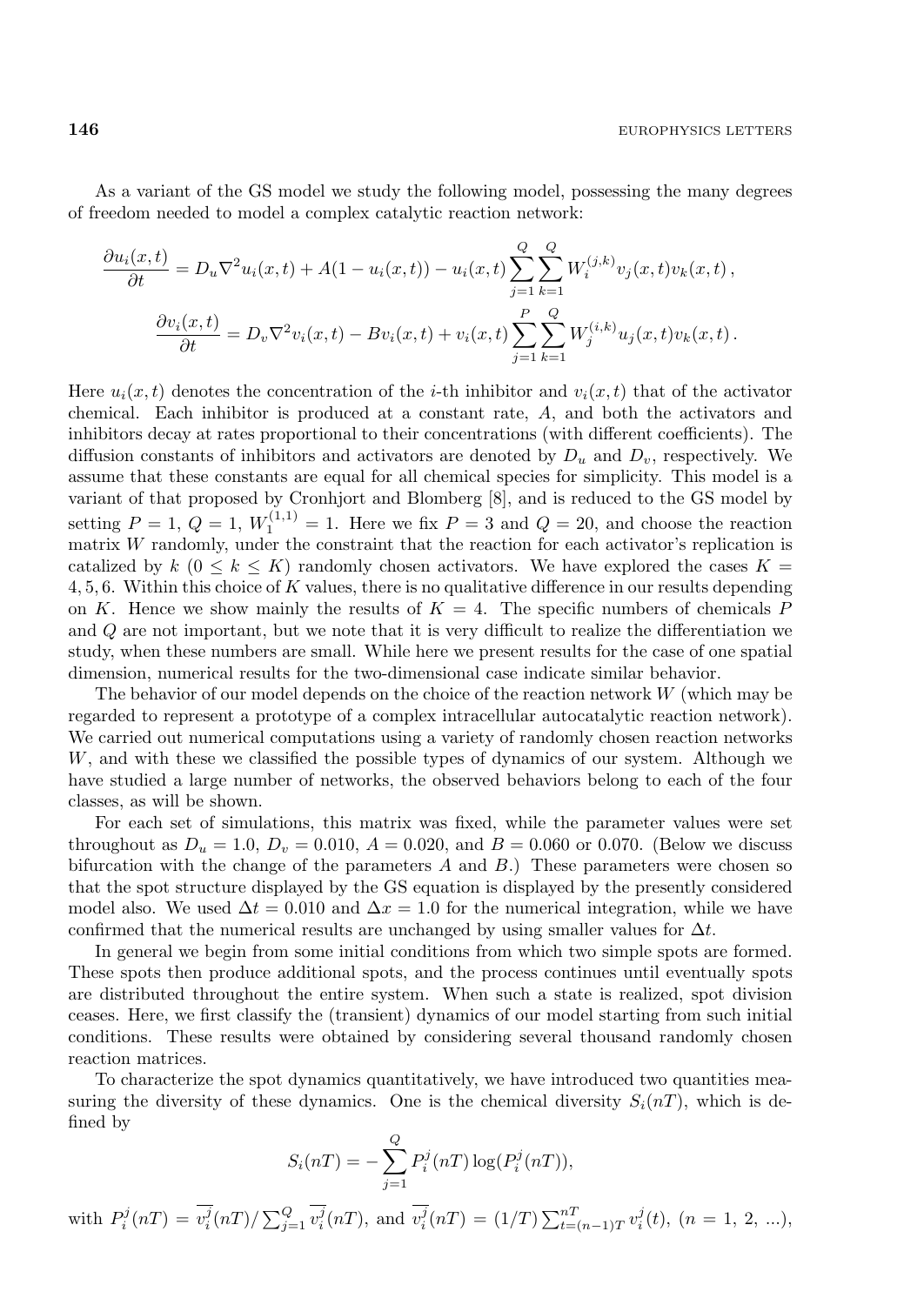As a variant of the GS model we study the following model, possessing the many degrees of freedom needed to model a complex catalytic reaction network:

$$\frac{\partial u_i(x,t)}{\partial t} = D_u \nabla^2 u_i(x,t) + A(1 - u_i(x,t)) - u_i(x,t) \sum_{j=1}^{Q} \sum_{k=1}^{Q} W_i^{(j,k)} v_j(x,t) v_k(x,t)\,,$$

$$\frac{\partial v_i(x,t)}{\partial t} = D_v \nabla^2 v_i(x,t) - B v_i(x,t) + v_i(x,t) \sum_{j=1}^{P} \sum_{k=1}^{Q} W_j^{(i,k)} u_j(x,t) v_k(x,t)\,.$$

Here $u_i(x,t)$ denotes the concentration of the $i$-th inhibitor and $v_i(x,t)$ that of the activator chemical. Each inhibitor is produced at a constant rate, $A$, and both the activators and inhibitors decay at rates proportional to their concentrations (with different coefficients). The diffusion constants of inhibitors and activators are denoted by $D_u$ and $D_v$, respectively. We assume that these constants are equal for all chemical species for simplicity. This model is a variant of that proposed by Cronhjort and Blomberg [8], and is reduced to the GS model by setting $P = 1$, $Q = 1$, $W_1^{(1,1)} = 1$. Here we fix $P = 3$ and $Q = 20$, and choose the reaction matrix $W$ randomly, under the constraint that the reaction for each activator's replication is catalyzed by $k$ ($0 \le k \le K$) randomly chosen activators. We have explored the cases $K = 4, 5, 6$. Within this choice of $K$ values, there is no qualitative difference in our results depending on $K$. Hence we show mainly the results of $K = 4$. The specific numbers of chemicals $P$ and $Q$ are not important, but we note that it is very difficult to realize the differentiation we study, when these numbers are small. While here we present results for the case of one spatial dimension, numerical results for the two-dimensional case indicate similar behavior.

The behavior of our model depends on the choice of the reaction network $W$ (which may be regarded to represent a prototype of a complex intracellular autocatalytic reaction network). We carried out numerical computations using a variety of randomly chosen reaction networks $W$, and with these we classified the possible types of dynamics of our system. Although we have studied a large number of networks, the observed behaviors belong to each of the four classes, as will be shown.

For each set of simulations, this matrix was fixed, while the parameter values were set throughout as $D_u = 1.0$, $D_v = 0.010$, $A = 0.020$, and $B = 0.060$ or $0.070$. (Below we discuss bifurcation with the change of the parameters $A$ and $B$.) These parameters were chosen so that the spot structure displayed by the GS equation is displayed by the presently considered model also. We used $\Delta t = 0.010$ and $\Delta x = 1.0$ for the numerical integration, while we have confirmed that the numerical results are unchanged by using smaller values for $\Delta t$.

In general we begin from some initial conditions from which two simple spots are formed. These spots then produce additional spots, and the process continues until eventually spots are distributed throughout the entire system. When such a state is realized, spot division ceases. Here, we first classify the (transient) dynamics of our model starting from such initial conditions. These results were obtained by considering several thousand randomly chosen reaction matrices.

To characterize the spot dynamics quantitatively, we have introduced two quantities measuring the diversity of these dynamics. One is the chemical diversity $S_i(nT)$, which is defined by

$$S_i(nT) = -\sum_{j=1}^{Q} P_i^j(nT) \log(P_i^j(nT)),$$

with $P_i^j(nT) = \overline{v_i^j}(nT) / \sum_{j=1}^{Q} \overline{v_i^j}(nT)$, and $\overline{v_i^j}(nT) = (1/T) \sum_{t=(n-1)T}^{nT} v_i^j(t)$, ($n = 1, 2, ...$),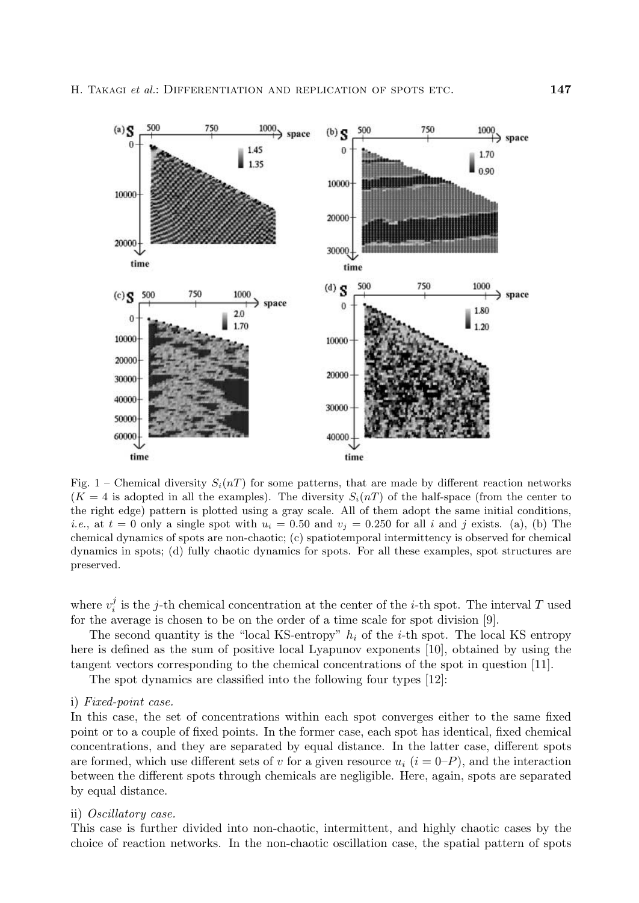Fig. 1 – Chemical diversity $S_i(nT)$ for some patterns, that are made by different reaction networks ($K = 4$ is adopted in all the examples). The diversity $S_i(nT)$ of the half-space (from the center to the right edge) pattern is plotted using a gray scale. All of them adopt the same initial conditions, *i.e.*, at $t = 0$ only a single spot with $u_i = 0.50$ and $v_j = 0.250$ for all $i$ and $j$ exists. (a), (b) The chemical dynamics of spots are non-chaotic; (c) spatiotemporal intermittency is observed for chemical dynamics in spots; (d) fully chaotic dynamics for spots. For all these examples, spot structures are preserved.

where $v_i^j$ is the $j$-th chemical concentration at the center of the $i$-th spot. The interval $T$ used for the average is chosen to be on the order of a time scale for spot division [9].

The second quantity is the "local KS-entropy" $h_i$ of the $i$-th spot. The local KS entropy here is defined as the sum of positive local Lyapunov exponents [10], obtained by using the tangent vectors corresponding to the chemical concentrations of the spot in question [11].

The spot dynamics are classified into the following four types [12]:

i) *Fixed-point case.*
In this case, the set of concentrations within each spot converges either to the same fixed point or to a couple of fixed points. In the former case, each spot has identical, fixed chemical concentrations, and they are separated by equal distance. In the latter case, different spots are formed, which use different sets of $v$ for a given resource $u_i$ ($i = 0$–$P$), and the interaction between the different spots through chemicals are negligible. Here, again, spots are separated by equal distance.

ii) *Oscillatory case.*
This case is further divided into non-chaotic, intermittent, and highly chaotic cases by the choice of reaction networks. In the non-chaotic oscillation case, the spatial pattern of spots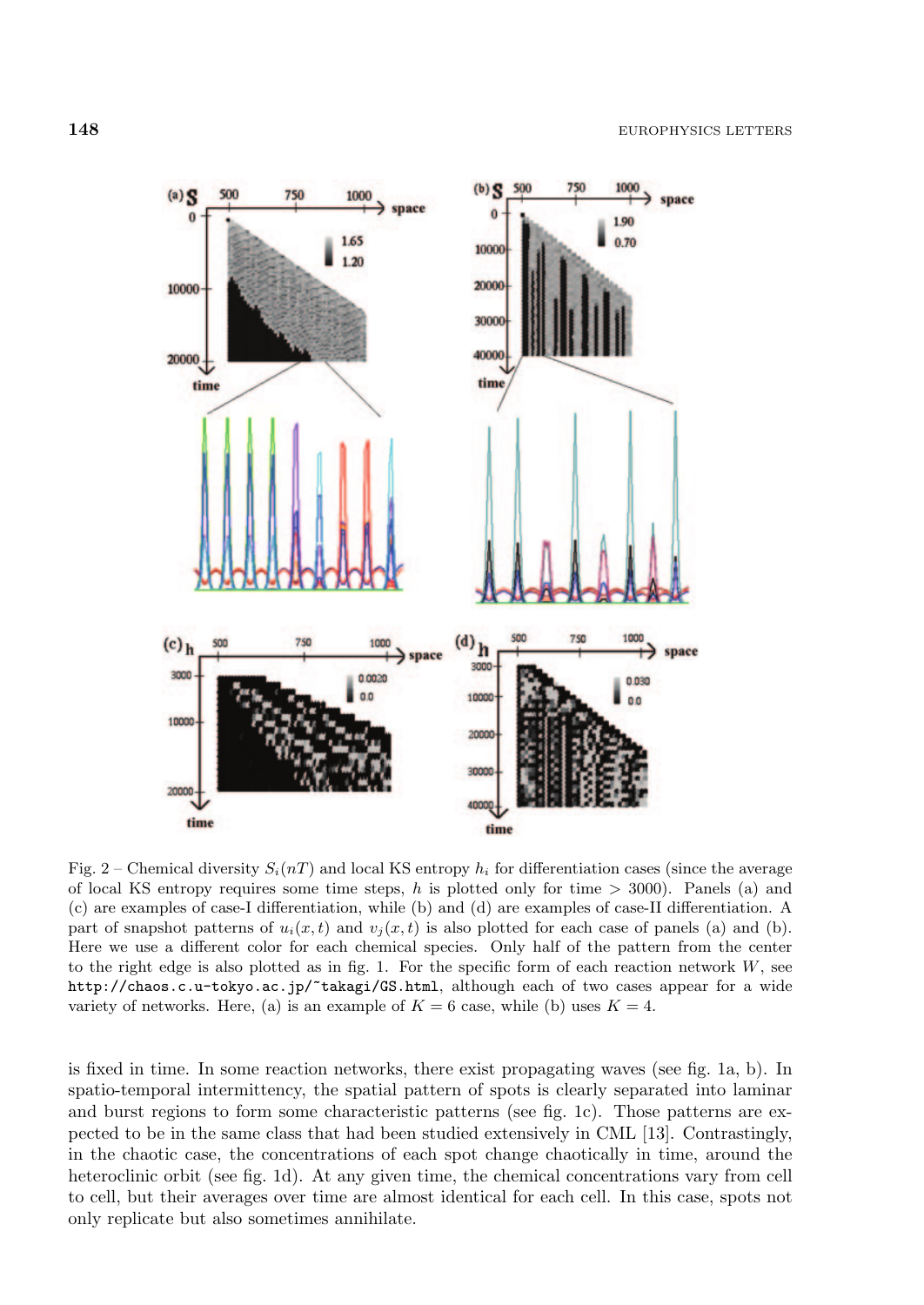Fig. 2 – Chemical diversity $S_i(nT)$ and local KS entropy $h_i$ for differentiation cases (since the average of local KS entropy requires some time steps, $h$ is plotted only for time $> 3000$). Panels (a) and (c) are examples of case-I differentiation, while (b) and (d) are examples of case-II differentiation. A part of snapshot patterns of $u_i(x,t)$ and $v_j(x,t)$ is also plotted for each case of panels (a) and (b). Here we use a different color for each chemical species. Only half of the pattern from the center to the right edge is also plotted as in fig. 1. For the specific form of each reaction network $W$, see `http://chaos.c.u-tokyo.ac.jp/~takagi/GS.html`, although each of two cases appear for a wide variety of networks. Here, (a) is an example of $K = 6$ case, while (b) uses $K = 4$.

is fixed in time. In some reaction networks, there exist propagating waves (see fig. 1a, b). In spatio-temporal intermittency, the spatial pattern of spots is clearly separated into laminar and burst regions to form some characteristic patterns (see fig. 1c). Those patterns are expected to be in the same class that had been studied extensively in CML [13]. Contrastingly, in the chaotic case, the concentrations of each spot change chaotically in time, around the heteroclinic orbit (see fig. 1d). At any given time, the chemical concentrations vary from cell to cell, but their averages over time are almost identical for each cell. In this case, spots not only replicate but also sometimes annihilate.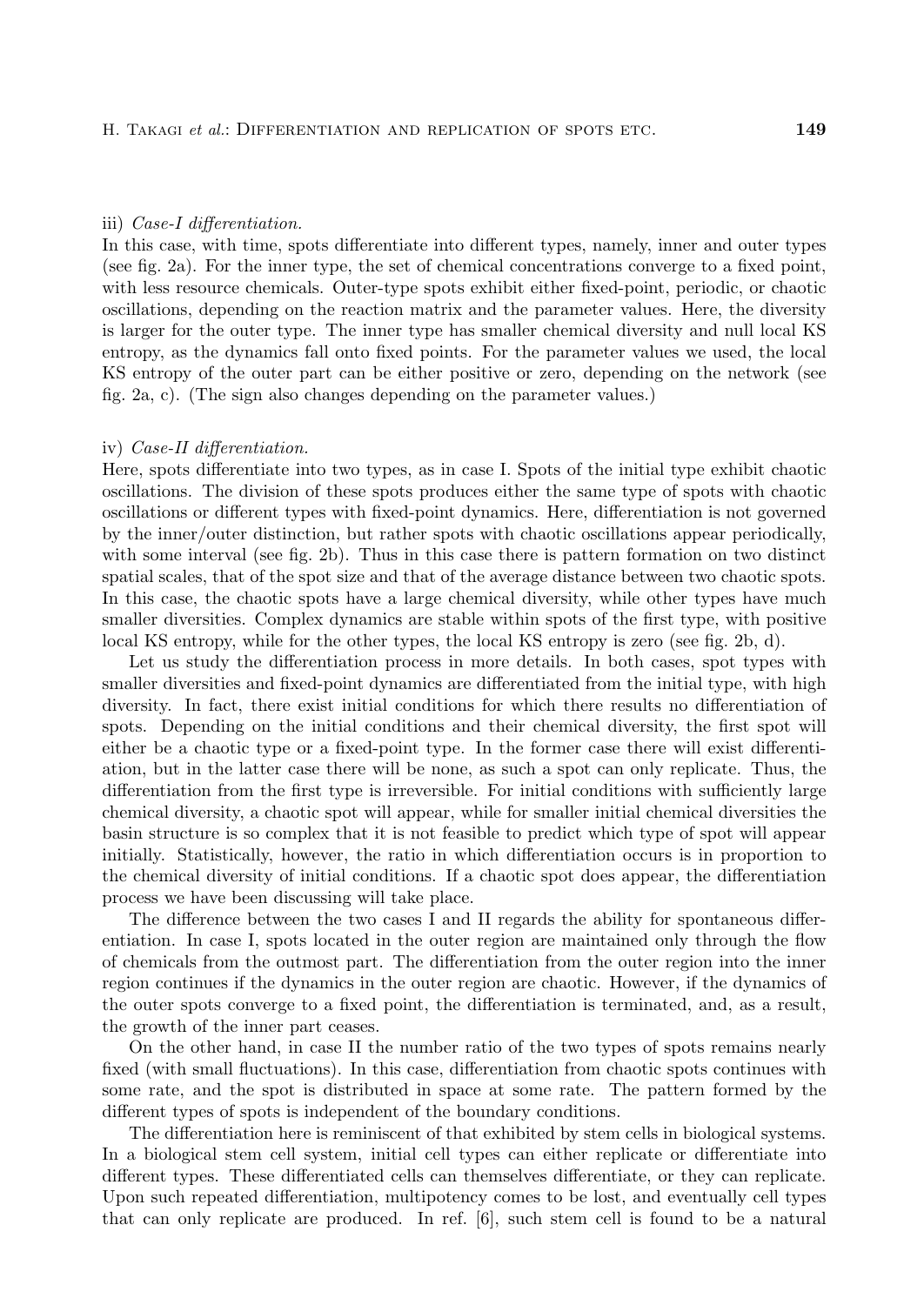iii) *Case-I differentiation.*

In this case, with time, spots differentiate into different types, namely, inner and outer types (see fig. 2a). For the inner type, the set of chemical concentrations converge to a fixed point, with less resource chemicals. Outer-type spots exhibit either fixed-point, periodic, or chaotic oscillations, depending on the reaction matrix and the parameter values. Here, the diversity is larger for the outer type. The inner type has smaller chemical diversity and null local KS entropy, as the dynamics fall onto fixed points. For the parameter values we used, the local KS entropy of the outer part can be either positive or zero, depending on the network (see fig. 2a, c). (The sign also changes depending on the parameter values.)

iv) *Case-II differentiation.*

Here, spots differentiate into two types, as in case I. Spots of the initial type exhibit chaotic oscillations. The division of these spots produces either the same type of spots with chaotic oscillations or different types with fixed-point dynamics. Here, differentiation is not governed by the inner/outer distinction, but rather spots with chaotic oscillations appear periodically, with some interval (see fig. 2b). Thus in this case there is pattern formation on two distinct spatial scales, that of the spot size and that of the average distance between two chaotic spots. In this case, the chaotic spots have a large chemical diversity, while other types have much smaller diversities. Complex dynamics are stable within spots of the first type, with positive local KS entropy, while for the other types, the local KS entropy is zero (see fig. 2b, d).

Let us study the differentiation process in more details. In both cases, spot types with smaller diversities and fixed-point dynamics are differentiated from the initial type, with high diversity. In fact, there exist initial conditions for which there results no differentiation of spots. Depending on the initial conditions and their chemical diversity, the first spot will either be a chaotic type or a fixed-point type. In the former case there will exist differentiation, but in the latter case there will be none, as such a spot can only replicate. Thus, the differentiation from the first type is irreversible. For initial conditions with sufficiently large chemical diversity, a chaotic spot will appear, while for smaller initial chemical diversities the basin structure is so complex that it is not feasible to predict which type of spot will appear initially. Statistically, however, the ratio in which differentiation occurs is in proportion to the chemical diversity of initial conditions. If a chaotic spot does appear, the differentiation process we have been discussing will take place.

The difference between the two cases I and II regards the ability for spontaneous differentiation. In case I, spots located in the outer region are maintained only through the flow of chemicals from the outmost part. The differentiation from the outer region into the inner region continues if the dynamics in the outer region are chaotic. However, if the dynamics of the outer spots converge to a fixed point, the differentiation is terminated, and, as a result, the growth of the inner part ceases.

On the other hand, in case II the number ratio of the two types of spots remains nearly fixed (with small fluctuations). In this case, differentiation from chaotic spots continues with some rate, and the spot is distributed in space at some rate. The pattern formed by the different types of spots is independent of the boundary conditions.

The differentiation here is reminiscent of that exhibited by stem cells in biological systems. In a biological stem cell system, initial cell types can either replicate or differentiate into different types. These differentiated cells can themselves differentiate, or they can replicate. Upon such repeated differentiation, multipotency comes to be lost, and eventually cell types that can only replicate are produced. In ref. [6], such stem cell is found to be a natural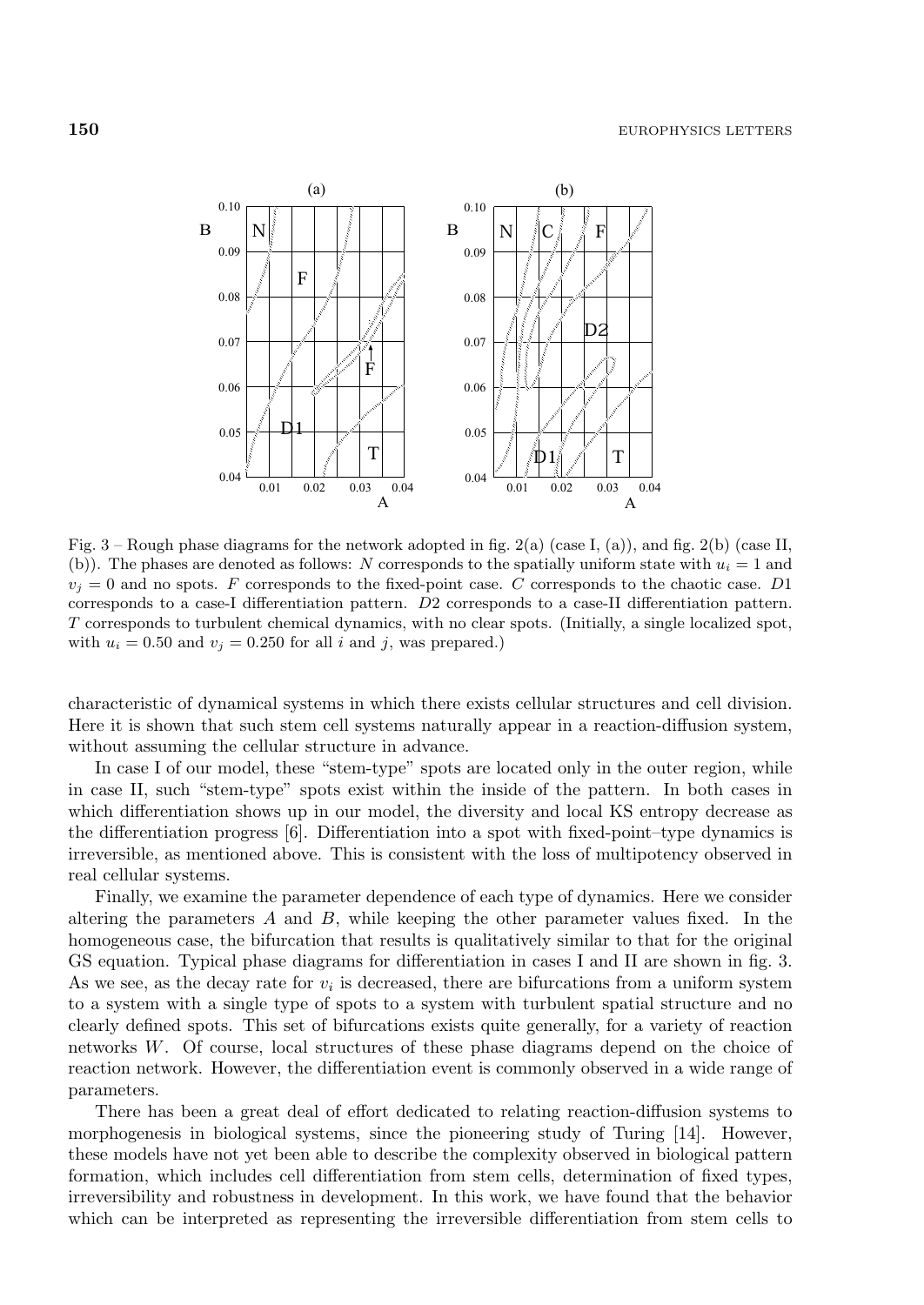Fig. 3 – Rough phase diagrams for the network adopted in fig. 2(a) (case I, (a)), and fig. 2(b) (case II, (b)). The phases are denoted as follows: $N$ corresponds to the spatially uniform state with $u_i = 1$ and $v_j = 0$ and no spots. $F$ corresponds to the fixed-point case. $C$ corresponds to the chaotic case. $D1$ corresponds to a case-I differentiation pattern. $D2$ corresponds to a case-II differentiation pattern. $T$ corresponds to turbulent chemical dynamics, with no clear spots. (Initially, a single localized spot, with $u_i = 0.50$ and $v_j = 0.250$ for all $i$ and $j$, was prepared.)

characteristic of dynamical systems in which there exists cellular structures and cell division. Here it is shown that such stem cell systems naturally appear in a reaction-diffusion system, without assuming the cellular structure in advance.

In case I of our model, these "stem-type" spots are located only in the outer region, while in case II, such "stem-type" spots exist within the inside of the pattern. In both cases in which differentiation shows up in our model, the diversity and local KS entropy decrease as the differentiation progress [6]. Differentiation into a spot with fixed-point–type dynamics is irreversible, as mentioned above. This is consistent with the loss of multipotency observed in real cellular systems.

Finally, we examine the parameter dependence of each type of dynamics. Here we consider altering the parameters $A$ and $B$, while keeping the other parameter values fixed. In the homogeneous case, the bifurcation that results is qualitatively similar to that for the original GS equation. Typical phase diagrams for differentiation in cases I and II are shown in fig. 3. As we see, as the decay rate for $v_i$ is decreased, there are bifurcations from a uniform system to a system with a single type of spots to a system with turbulent spatial structure and no clearly defined spots. This set of bifurcations exists quite generally, for a variety of reaction networks $W$. Of course, local structures of these phase diagrams depend on the choice of reaction network. However, the differentiation event is commonly observed in a wide range of parameters.

There has been a great deal of effort dedicated to relating reaction-diffusion systems to morphogenesis in biological systems, since the pioneering study of Turing [14]. However, these models have not yet been able to describe the complexity observed in biological pattern formation, which includes cell differentiation from stem cells, determination of fixed types, irreversibility and robustness in development. In this work, we have found that the behavior which can be interpreted as representing the irreversible differentiation from stem cells to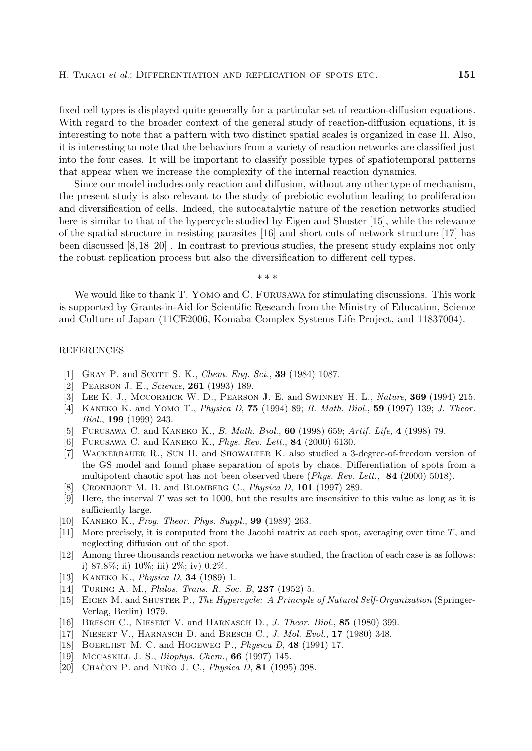fixed cell types is displayed quite generally for a particular set of reaction-diffusion equations. With regard to the broader context of the general study of reaction-diffusion equations, it is interesting to note that a pattern with two distinct spatial scales is organized in case II. Also, it is interesting to note that the behaviors from a variety of reaction networks are classified just into the four cases. It will be important to classify possible types of spatiotemporal patterns that appear when we increase the complexity of the internal reaction dynamics.

Since our model includes only reaction and diffusion, without any other type of mechanism, the present study is also relevant to the study of prebiotic evolution leading to proliferation and diversification of cells. Indeed, the autocatalytic nature of the reaction networks studied here is similar to that of the hypercycle studied by Eigen and Shuster [15], while the relevance of the spatial structure in resisting parasites [16] and short cuts of network structure [17] has been discussed [8, 18–20] . In contrast to previous studies, the present study explains not only the robust replication process but also the diversification to different cell types.

\* \* \*

We would like to thank T. Yomo and C. Furusawa for stimulating discussions. This work is supported by Grants-in-Aid for Scientific Research from the Ministry of Education, Science and Culture of Japan (11CE2006, Komaba Complex Systems Life Project, and 11837004).

## REFERENCES

[1] Gray P. and Scott S. K., *Chem. Eng. Sci.*, **39** (1984) 1087.

[2] Pearson J. E., *Science*, **261** (1993) 189.

[3] Lee K. J., Mccormick W. D., Pearson J. E. and Swinney H. L., *Nature*, **369** (1994) 215.

[4] Kaneko K. and Yomo T., *Physica D*, **75** (1994) 89; *B. Math. Biol.*, **59** (1997) 139; *J. Theor. Biol.*, **199** (1999) 243.

[5] Furusawa C. and Kaneko K., *B. Math. Biol.*, **60** (1998) 659; *Artif. Life*, **4** (1998) 79.

[6] Furusawa C. and Kaneko K., *Phys. Rev. Lett.*, **84** (2000) 6130.

[7] Wackerbauer R., Sun H. and Showalter K. also studied a 3-degree-of-freedom version of the GS model and found phase separation of spots by chaos. Differentiation of spots from a multipotent chaotic spot has not been observed there (*Phys. Rev. Lett.*, **84** (2000) 5018).

[8] Cronhjort M. B. and Blomberg C., *Physica D*, **101** (1997) 289.

[9] Here, the interval $T$ was set to 1000, but the results are insensitive to this value as long as it is sufficiently large.

[10] Kaneko K., *Prog. Theor. Phys. Suppl.*, **99** (1989) 263.

[11] More precisely, it is computed from the Jacobi matrix at each spot, averaging over time $T$, and neglecting diffusion out of the spot.

[12] Among three thousands reaction networks we have studied, the fraction of each case is as follows: i) 87.8%; ii) 10%; iii) 2%; iv) 0.2%.

[13] Kaneko K., *Physica D*, **34** (1989) 1.

[14] Turing A. M., *Philos. Trans. R. Soc. B*, **237** (1952) 5.

[15] Eigen M. and Shuster P., *The Hypercycle: A Principle of Natural Self-Organization* (Springer-Verlag, Berlin) 1979.

[16] Bresch C., Niesert V. and Harnasch D., *J. Theor. Biol.*, **85** (1980) 399.

[17] Niesert V., Harnasch D. and Bresch C., *J. Mol. Evol.*, **17** (1980) 348.

[18] Boerljist M. C. and Hogeweg P., *Physica D*, **48** (1991) 17.

[19] Mccaskill J. S., *Biophys. Chem.*, **66** (1997) 145.

[20] Chaċon P. and Nuño J. C., *Physica D*, **81** (1995) 398.